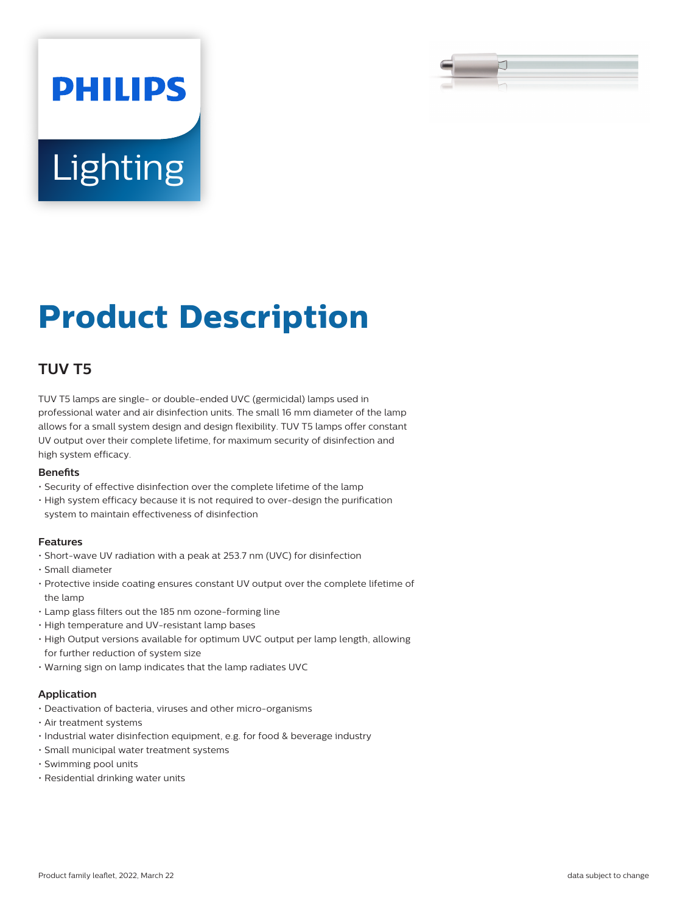PHILIPS

Lighting

# Product Description

## TUV T5

TUV T5 lamps are single- or double-ended UVC (germicidal) lamps used in professional water and air disinfection units. The small 16 mm diameter of the lamp allows for a small system design and design flexibility. TUV T5 lamps offer constant UV output over their complete lifetime, for maximum security of disinfection and high system efficacy.

### Benefits

- Security of effective disinfection over the complete lifetime of the lamp
- High system efficacy because it is not required to over-design the purification system to maintain effectiveness of disinfection

### Features

- Short-wave UV radiation with a peak at 253.7 nm (UVC) for disinfection
- Small diameter
- Protective inside coating ensures constant UV output over the complete lifetime of the lamp
- Lamp glass filters out the 185 nm ozone-forming line
- High temperature and UV-resistant lamp bases
- High Output versions available for optimum UVC output per lamp length, allowing for further reduction of system size
- Warning sign on lamp indicates that the lamp radiates UVC

### Application

- Deactivation of bacteria, viruses and other micro-organisms
- Air treatment systems
- Industrial water disinfection equipment, e.g. for food & beverage industry
- Small municipal water treatment systems
- Swimming pool units
- Residential drinking water units

Product family leaflet, 2022, March 22

data subject to change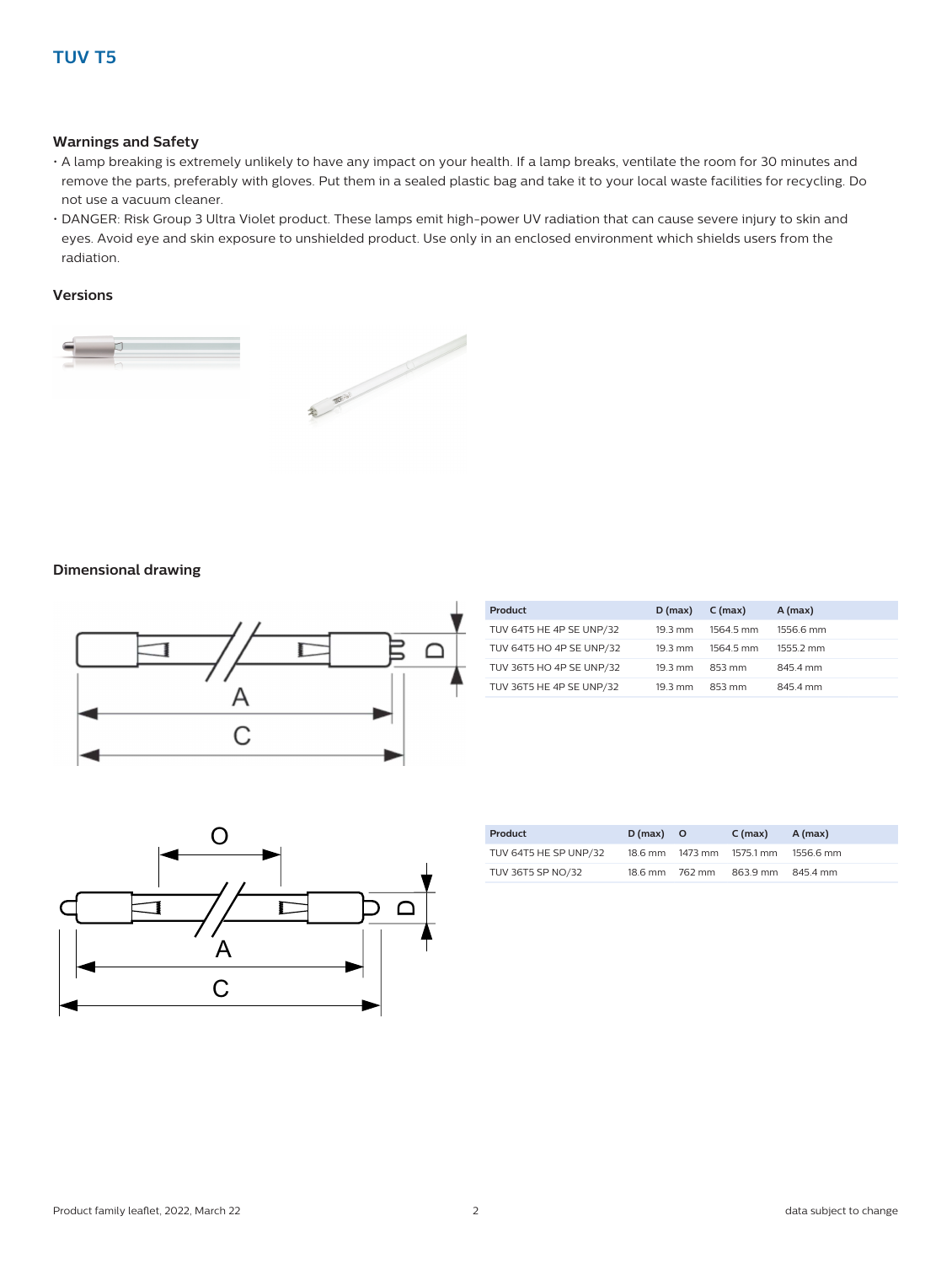## TUV T5

### Warnings and Safety

- A lamp breaking is extremely unlikely to have any impact on your health. If a lamp breaks, ventilate the room for 30 minutes and remove the parts, preferably with gloves. Put them in a sealed plastic bag and take it to your local waste facilities for recycling. Do not use a vacuum cleaner.
- DANGER: Risk Group 3 Ultra Violet product. These lamps emit high-power UV radiation that can cause severe injury to skin and eyes. Avoid eye and skin exposure to unshielded product. Use only in an enclosed environment which shields users from the radiation.

### Versions

### Dimensional drawing

| Product | D (max) | C (max) | A (max) |
|---|---|---|---|
| TUV 64T5 HE 4P SE UNP/32 | 19.3 mm | 1564.5 mm | 1556.6 mm |
| TUV 64T5 HO 4P SE UNP/32 | 19.3 mm | 1564.5 mm | 1555.2 mm |
| TUV 36T5 HO 4P SE UNP/32 | 19.3 mm | 853 mm | 845.4 mm |
| TUV 36T5 HE 4P SE UNP/32 | 19.3 mm | 853 mm | 845.4 mm |

| Product | D (max) | O | C (max) | A (max) |
|---|---|---|---|---|
| TUV 64T5 HE SP UNP/32 | 18.6 mm | 1473 mm | 1575.1 mm | 1556.6 mm |
| TUV 36T5 SP NO/32 | 18.6 mm | 762 mm | 863.9 mm | 845.4 mm |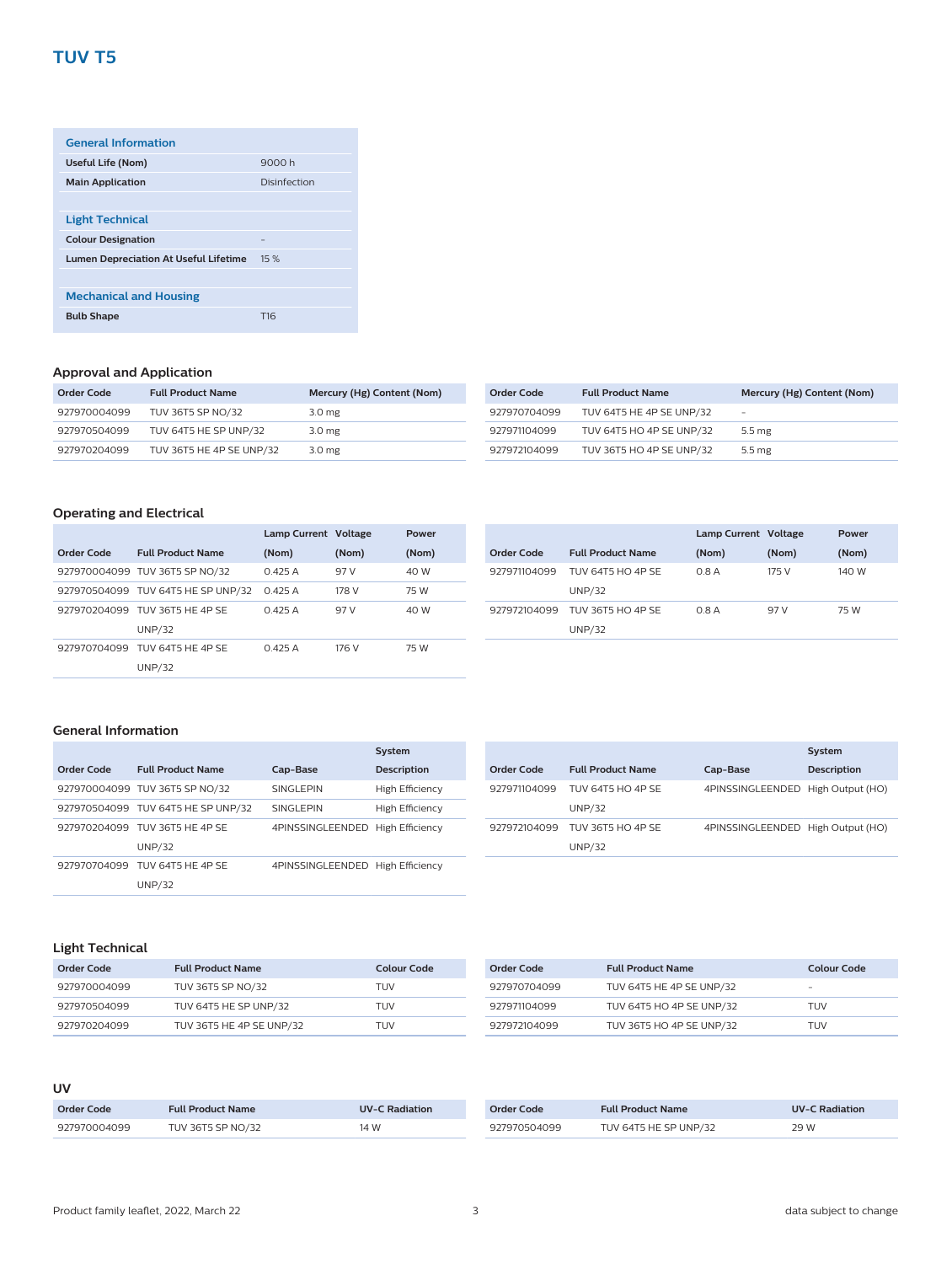# TUV T5

| General Information | |
|---|---|
| **Useful Life (Nom)** | 9000 h |
| **Main Application** | Disinfection |
| **Light Technical** | |
| **Colour Designation** | - |
| **Lumen Depreciation At Useful Lifetime** | 15 % |
| **Mechanical and Housing** | |
| **Bulb Shape** | T16 |

## Approval and Application

| Order Code | Full Product Name | Mercury (Hg) Content (Nom) |
|---|---|---|
| 927970004099 | TUV 36T5 SP NO/32 | 3.0 mg |
| 927970504099 | TUV 64T5 HE SP UNP/32 | 3.0 mg |
| 927970204099 | TUV 36T5 HE 4P SE UNP/32 | 3.0 mg |
| 927970704099 | TUV 64T5 HE 4P SE UNP/32 | - |
| 927971104099 | TUV 64T5 HO 4P SE UNP/32 | 5.5 mg |
| 927972104099 | TUV 36T5 HO 4P SE UNP/32 | 5.5 mg |

## Operating and Electrical

| Order Code | Full Product Name | Lamp Current (Nom) | Voltage (Nom) | Power (Nom) |
|---|---|---|---|---|
| 927970004099 | TUV 36T5 SP NO/32 | 0.425 A | 97 V | 40 W |
| 927970504099 | TUV 64T5 HE SP UNP/32 | 0.425 A | 178 V | 75 W |
| 927970204099 | TUV 36T5 HE 4P SE UNP/32 | 0.425 A | 97 V | 40 W |
| 927970704099 | TUV 64T5 HE 4P SE UNP/32 | 0.425 A | 176 V | 75 W |
| 927971104099 | TUV 64T5 HO 4P SE UNP/32 | 0.8 A | 175 V | 140 W |
| 927972104099 | TUV 36T5 HO 4P SE UNP/32 | 0.8 A | 97 V | 75 W |

## General Information

| Order Code | Full Product Name | Cap-Base | System Description |
|---|---|---|---|
| 927970004099 | TUV 36T5 SP NO/32 | SINGLEPIN | High Efficiency |
| 927970504099 | TUV 64T5 HE SP UNP/32 | SINGLEPIN | High Efficiency |
| 927970204099 | TUV 36T5 HE 4P SE UNP/32 | 4PINSSINGLEENDED | High Efficiency |
| 927970704099 | TUV 64T5 HE 4P SE UNP/32 | 4PINSSINGLEENDED | High Efficiency |
| 927971104099 | TUV 64T5 HO 4P SE UNP/32 | 4PINSSINGLEENDED | High Output (HO) |
| 927972104099 | TUV 36T5 HO 4P SE UNP/32 | 4PINSSINGLEENDED | High Output (HO) |

## Light Technical

| Order Code | Full Product Name | Colour Code |
|---|---|---|
| 927970004099 | TUV 36T5 SP NO/32 | TUV |
| 927970504099 | TUV 64T5 HE SP UNP/32 | TUV |
| 927970204099 | TUV 36T5 HE 4P SE UNP/32 | TUV |
| 927970704099 | TUV 64T5 HE 4P SE UNP/32 | - |
| 927971104099 | TUV 64T5 HO 4P SE UNP/32 | TUV |
| 927972104099 | TUV 36T5 HO 4P SE UNP/32 | TUV |

## UV

| Order Code | Full Product Name | UV-C Radiation |
|---|---|---|
| 927970004099 | TUV 36T5 SP NO/32 | 14 W |
| 927970504099 | TUV 64T5 HE SP UNP/32 | 29 W |

Product family leaflet, 2022, March 22

data subject to change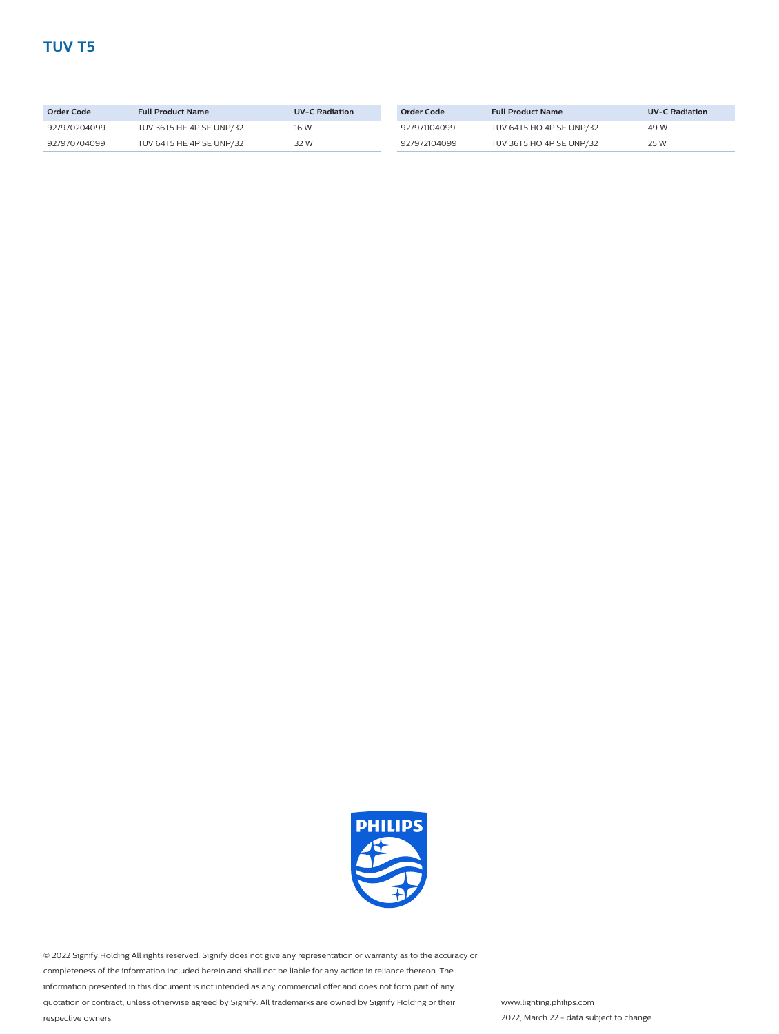## TUV T5

| Order Code | Full Product Name | UV-C Radiation |
|---|---|---|
| 927970204099 | TUV 36T5 HE 4P SE UNP/32 | 16 W |
| 927970704099 | TUV 64T5 HE 4P SE UNP/32 | 32 W |
| 927971104099 | TUV 64T5 HO 4P SE UNP/32 | 49 W |
| 927972104099 | TUV 36T5 HO 4P SE UNP/32 | 25 W |

© 2022 Signify Holding All rights reserved. Signify does not give any representation or warranty as to the accuracy or completeness of the information included herein and shall not be liable for any action in reliance thereon. The information presented in this document is not intended as any commercial offer and does not form part of any quotation or contract, unless otherwise agreed by Signify. All trademarks are owned by Signify Holding or their respective owners.

www.lighting.philips.com

2022, March 22 - data subject to change